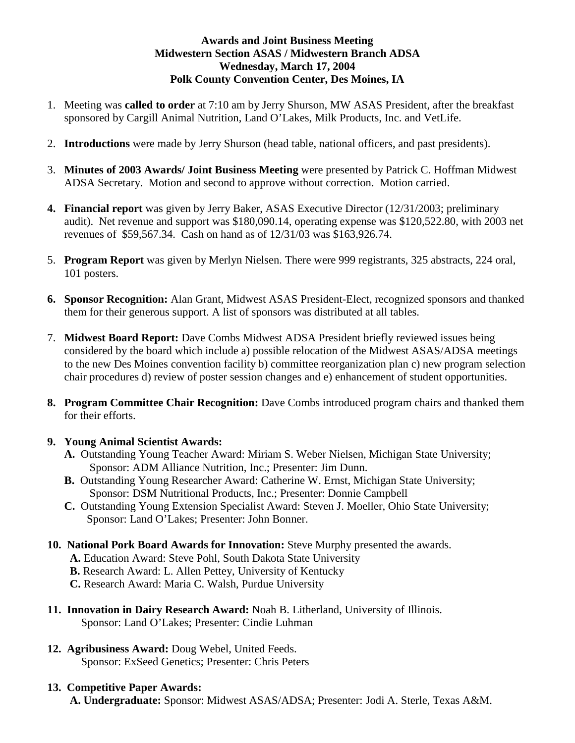**Awards and Joint Business Meeting**
**Midwestern Section ASAS / Midwestern Branch ADSA**
**Wednesday, March 17, 2004**
**Polk County Convention Center, Des Moines, IA**

1. Meeting was **called to order** at 7:10 am by Jerry Shurson, MW ASAS President, after the breakfast sponsored by Cargill Animal Nutrition, Land O'Lakes, Milk Products, Inc. and VetLife.

2. **Introductions** were made by Jerry Shurson (head table, national officers, and past presidents).

3. **Minutes of 2003 Awards/ Joint Business Meeting** were presented by Patrick C. Hoffman Midwest ADSA Secretary. Motion and second to approve without correction. Motion carried.

4. **Financial report** was given by Jerry Baker, ASAS Executive Director (12/31/2003; preliminary audit). Net revenue and support was $180,090.14, operating expense was $120,522.80, with 2003 net revenues of $59,567.34. Cash on hand as of 12/31/03 was $163,926.74.

5. **Program Report** was given by Merlyn Nielsen. There were 999 registrants, 325 abstracts, 224 oral, 101 posters.

6. **Sponsor Recognition:** Alan Grant, Midwest ASAS President-Elect, recognized sponsors and thanked them for their generous support. A list of sponsors was distributed at all tables.

7. **Midwest Board Report:** Dave Combs Midwest ADSA President briefly reviewed issues being considered by the board which include a) possible relocation of the Midwest ASAS/ADSA meetings to the new Des Moines convention facility b) committee reorganization plan c) new program selection chair procedures d) review of poster session changes and e) enhancement of student opportunities.

8. **Program Committee Chair Recognition:** Dave Combs introduced program chairs and thanked them for their efforts.

9. **Young Animal Scientist Awards:**
   - **A.** Outstanding Young Teacher Award: Miriam S. Weber Nielsen, Michigan State University; Sponsor: ADM Alliance Nutrition, Inc.; Presenter: Jim Dunn.
   - **B.** Outstanding Young Researcher Award: Catherine W. Ernst, Michigan State University; Sponsor: DSM Nutritional Products, Inc.; Presenter: Donnie Campbell
   - **C.** Outstanding Young Extension Specialist Award: Steven J. Moeller, Ohio State University; Sponsor: Land O'Lakes; Presenter: John Bonner.

10. **National Pork Board Awards for Innovation:** Steve Murphy presented the awards.
    - **A.** Education Award: Steve Pohl, South Dakota State University
    - **B.** Research Award: L. Allen Pettey, University of Kentucky
    - **C.** Research Award: Maria C. Walsh, Purdue University

11. **Innovation in Dairy Research Award:** Noah B. Litherland, University of Illinois.
    Sponsor: Land O'Lakes; Presenter: Cindie Luhman

12. **Agribusiness Award:** Doug Webel, United Feeds.
    Sponsor: ExSeed Genetics; Presenter: Chris Peters

13. **Competitive Paper Awards:**
    - **A. Undergraduate:** Sponsor: Midwest ASAS/ADSA; Presenter: Jodi A. Sterle, Texas A&M.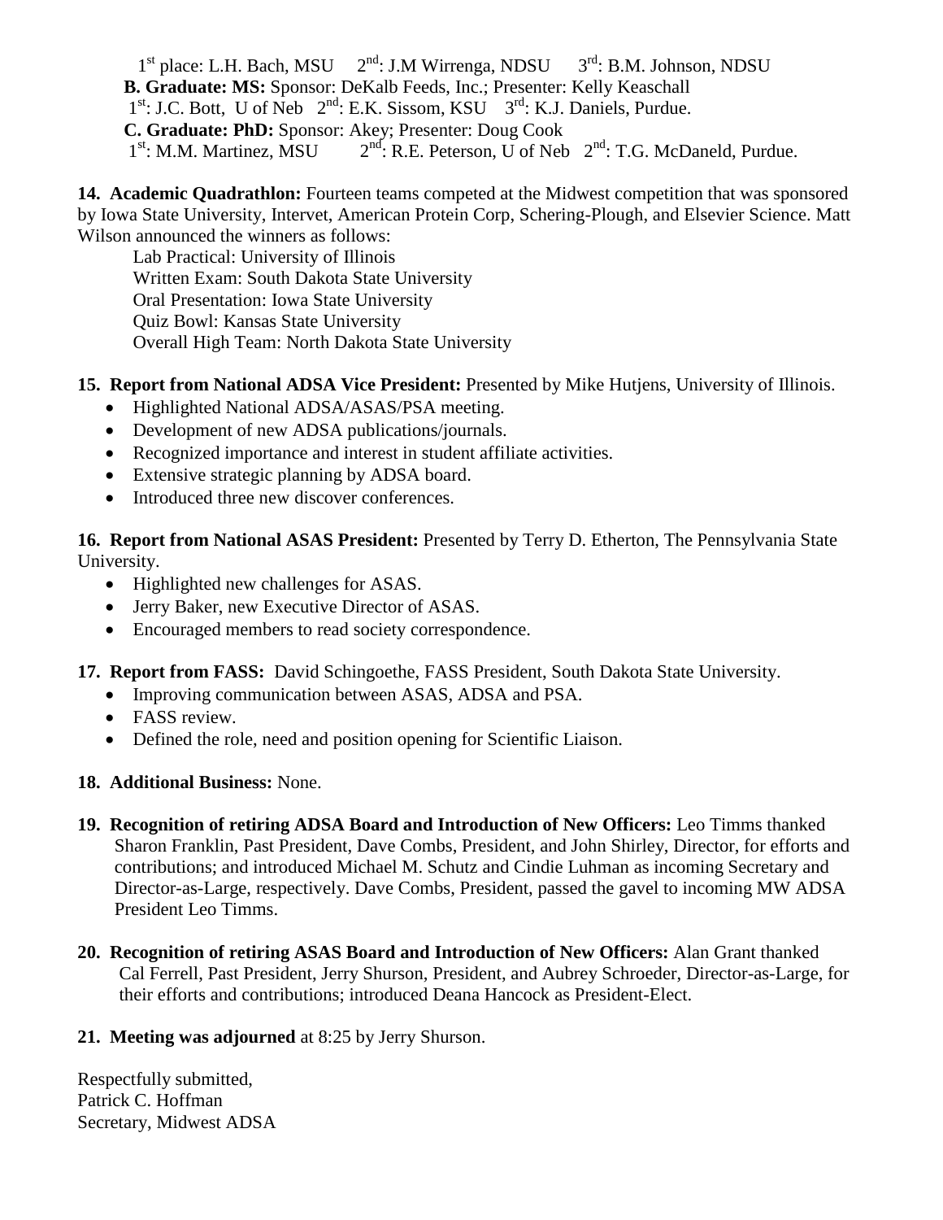1st place: L.H. Bach, MSU 2nd: J.M Wirrenga, NDSU 3rd: B.M. Johnson, NDSU

**B. Graduate: MS:** Sponsor: DeKalb Feeds, Inc.; Presenter: Kelly Keaschall

1st: J.C. Bott, U of Neb 2nd: E.K. Sissom, KSU 3rd: K.J. Daniels, Purdue.

**C. Graduate: PhD:** Sponsor: Akey; Presenter: Doug Cook

1st: M.M. Martinez, MSU 2nd: R.E. Peterson, U of Neb 2nd: T.G. McDaneld, Purdue.

**14. Academic Quadrathlon:** Fourteen teams competed at the Midwest competition that was sponsored by Iowa State University, Intervet, American Protein Corp, Schering-Plough, and Elsevier Science. Matt Wilson announced the winners as follows:

Lab Practical: University of Illinois
Written Exam: South Dakota State University
Oral Presentation: Iowa State University
Quiz Bowl: Kansas State University
Overall High Team: North Dakota State University

**15. Report from National ADSA Vice President:** Presented by Mike Hutjens, University of Illinois.

- Highlighted National ADSA/ASAS/PSA meeting.
- Development of new ADSA publications/journals.
- Recognized importance and interest in student affiliate activities.
- Extensive strategic planning by ADSA board.
- Introduced three new discover conferences.

**16. Report from National ASAS President:** Presented by Terry D. Etherton, The Pennsylvania State University.

- Highlighted new challenges for ASAS.
- Jerry Baker, new Executive Director of ASAS.
- Encouraged members to read society correspondence.

**17. Report from FASS:** David Schingoethe, FASS President, South Dakota State University.

- Improving communication between ASAS, ADSA and PSA.
- FASS review.
- Defined the role, need and position opening for Scientific Liaison.

**18. Additional Business:** None.

**19. Recognition of retiring ADSA Board and Introduction of New Officers:** Leo Timms thanked Sharon Franklin, Past President, Dave Combs, President, and John Shirley, Director, for efforts and contributions; and introduced Michael M. Schutz and Cindie Luhman as incoming Secretary and Director-as-Large, respectively. Dave Combs, President, passed the gavel to incoming MW ADSA President Leo Timms.

**20. Recognition of retiring ASAS Board and Introduction of New Officers:** Alan Grant thanked Cal Ferrell, Past President, Jerry Shurson, President, and Aubrey Schroeder, Director-as-Large, for their efforts and contributions; introduced Deana Hancock as President-Elect.

**21. Meeting was adjourned** at 8:25 by Jerry Shurson.

Respectfully submitted,
Patrick C. Hoffman
Secretary, Midwest ADSA